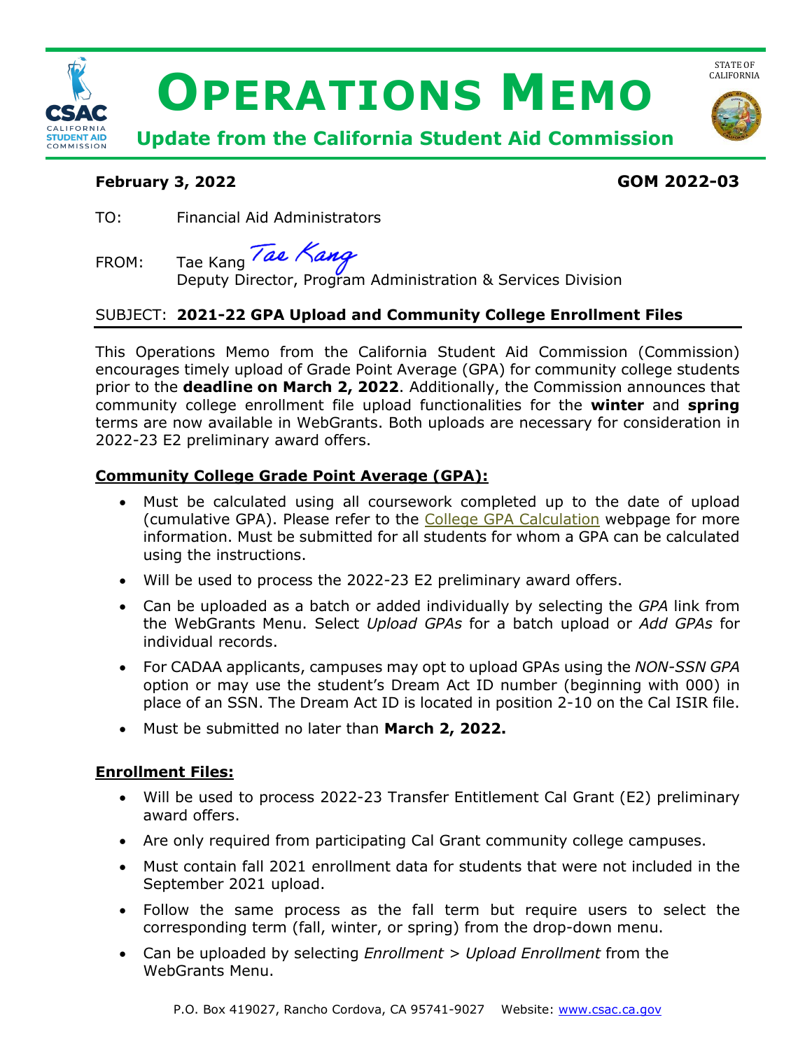# Operations Memo

**Update from the California Student Aid Commission**

STATE OF CALIFORNIA

**February 3, 2022** **GOM 2022-03**

TO: Financial Aid Administrators

FROM: Tae Kang
Deputy Director, Program Administration & Services Division

SUBJECT: **2021-22 GPA Upload and Community College Enrollment Files**

This Operations Memo from the California Student Aid Commission (Commission) encourages timely upload of Grade Point Average (GPA) for community college students prior to the **deadline on March 2, 2022**. Additionally, the Commission announces that community college enrollment file upload functionalities for the **winter** and **spring** terms are now available in WebGrants. Both uploads are necessary for consideration in 2022-23 E2 preliminary award offers.

## Community College Grade Point Average (GPA):

- Must be calculated using all coursework completed up to the date of upload (cumulative GPA). Please refer to the College GPA Calculation webpage for more information. Must be submitted for all students for whom a GPA can be calculated using the instructions.
- Will be used to process the 2022-23 E2 preliminary award offers.
- Can be uploaded as a batch or added individually by selecting the *GPA* link from the WebGrants Menu. Select *Upload GPAs* for a batch upload or *Add GPAs* for individual records.
- For CADAA applicants, campuses may opt to upload GPAs using the *NON-SSN GPA* option or may use the student's Dream Act ID number (beginning with 000) in place of an SSN. The Dream Act ID is located in position 2-10 on the Cal ISIR file.
- Must be submitted no later than **March 2, 2022.**

## Enrollment Files:

- Will be used to process 2022-23 Transfer Entitlement Cal Grant (E2) preliminary award offers.
- Are only required from participating Cal Grant community college campuses.
- Must contain fall 2021 enrollment data for students that were not included in the September 2021 upload.
- Follow the same process as the fall term but require users to select the corresponding term (fall, winter, or spring) from the drop-down menu.
- Can be uploaded by selecting *Enrollment* > *Upload Enrollment* from the WebGrants Menu.

P.O. Box 419027, Rancho Cordova, CA 95741-9027 Website: www.csac.ca.gov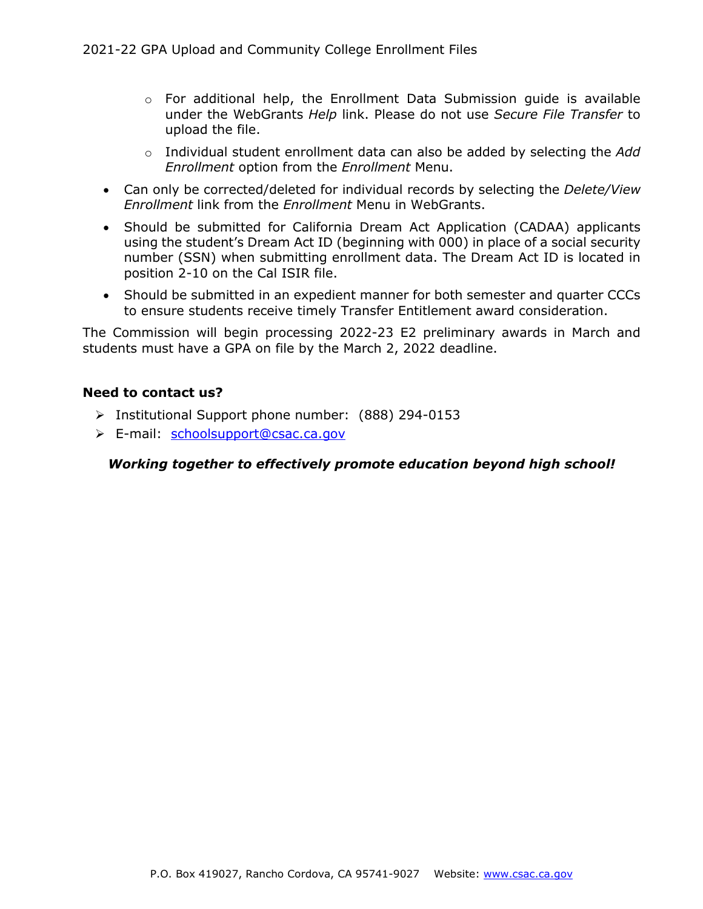- For additional help, the Enrollment Data Submission guide is available under the WebGrants *Help* link. Please do not use *Secure File Transfer* to upload the file.
- Individual student enrollment data can also be added by selecting the *Add Enrollment* option from the *Enrollment* Menu.

- Can only be corrected/deleted for individual records by selecting the *Delete/View Enrollment* link from the *Enrollment* Menu in WebGrants.
- Should be submitted for California Dream Act Application (CADAA) applicants using the student's Dream Act ID (beginning with 000) in place of a social security number (SSN) when submitting enrollment data. The Dream Act ID is located in position 2-10 on the Cal ISIR file.
- Should be submitted in an expedient manner for both semester and quarter CCCs to ensure students receive timely Transfer Entitlement award consideration.

The Commission will begin processing 2022-23 E2 preliminary awards in March and students must have a GPA on file by the March 2, 2022 deadline.

**Need to contact us?**

- Institutional Support phone number: (888) 294-0153
- E-mail: schoolsupport@csac.ca.gov

***Working together to effectively promote education beyond high school!***

P.O. Box 419027, Rancho Cordova, CA 95741-9027 Website: www.csac.ca.gov